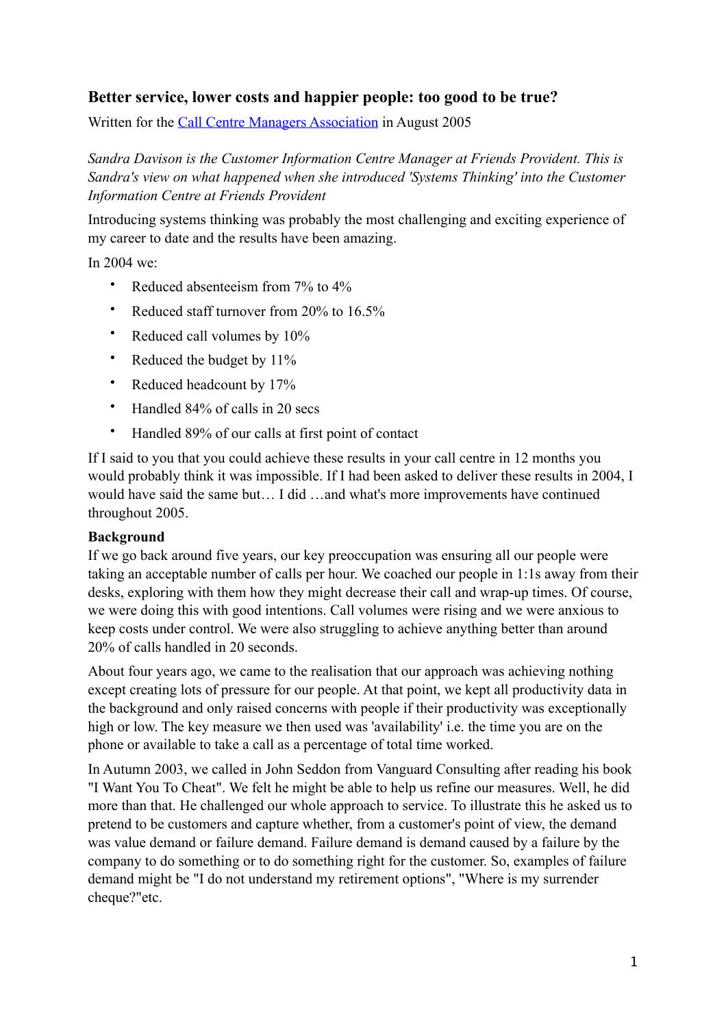## Better service, lower costs and happier people: too good to be true?

Written for the [Call Centre Managers Association] in August 2005

*Sandra Davison is the Customer Information Centre Manager at Friends Provident. This is Sandra's view on what happened when she introduced 'Systems Thinking' into the Customer Information Centre at Friends Provident*

Introducing systems thinking was probably the most challenging and exciting experience of my career to date and the results have been amazing.

In 2004 we:

- Reduced absenteeism from 7% to 4%
- Reduced staff turnover from 20% to 16.5%
- Reduced call volumes by 10%
- Reduced the budget by 11%
- Reduced headcount by 17%
- Handled 84% of calls in 20 secs
- Handled 89% of our calls at first point of contact

If I said to you that you could achieve these results in your call centre in 12 months you would probably think it was impossible. If I had been asked to deliver these results in 2004, I would have said the same but… I did …and what's more improvements have continued throughout 2005.

**Background**

If we go back around five years, our key preoccupation was ensuring all our people were taking an acceptable number of calls per hour. We coached our people in 1:1s away from their desks, exploring with them how they might decrease their call and wrap-up times. Of course, we were doing this with good intentions. Call volumes were rising and we were anxious to keep costs under control. We were also struggling to achieve anything better than around 20% of calls handled in 20 seconds.

About four years ago, we came to the realisation that our approach was achieving nothing except creating lots of pressure for our people. At that point, we kept all productivity data in the background and only raised concerns with people if their productivity was exceptionally high or low. The key measure we then used was 'availability' i.e. the time you are on the phone or available to take a call as a percentage of total time worked.

In Autumn 2003, we called in John Seddon from Vanguard Consulting after reading his book "I Want You To Cheat". We felt he might be able to help us refine our measures. Well, he did more than that. He challenged our whole approach to service. To illustrate this he asked us to pretend to be customers and capture whether, from a customer's point of view, the demand was value demand or failure demand. Failure demand is demand caused by a failure by the company to do something or to do something right for the customer. So, examples of failure demand might be "I do not understand my retirement options", "Where is my surrender cheque?"etc.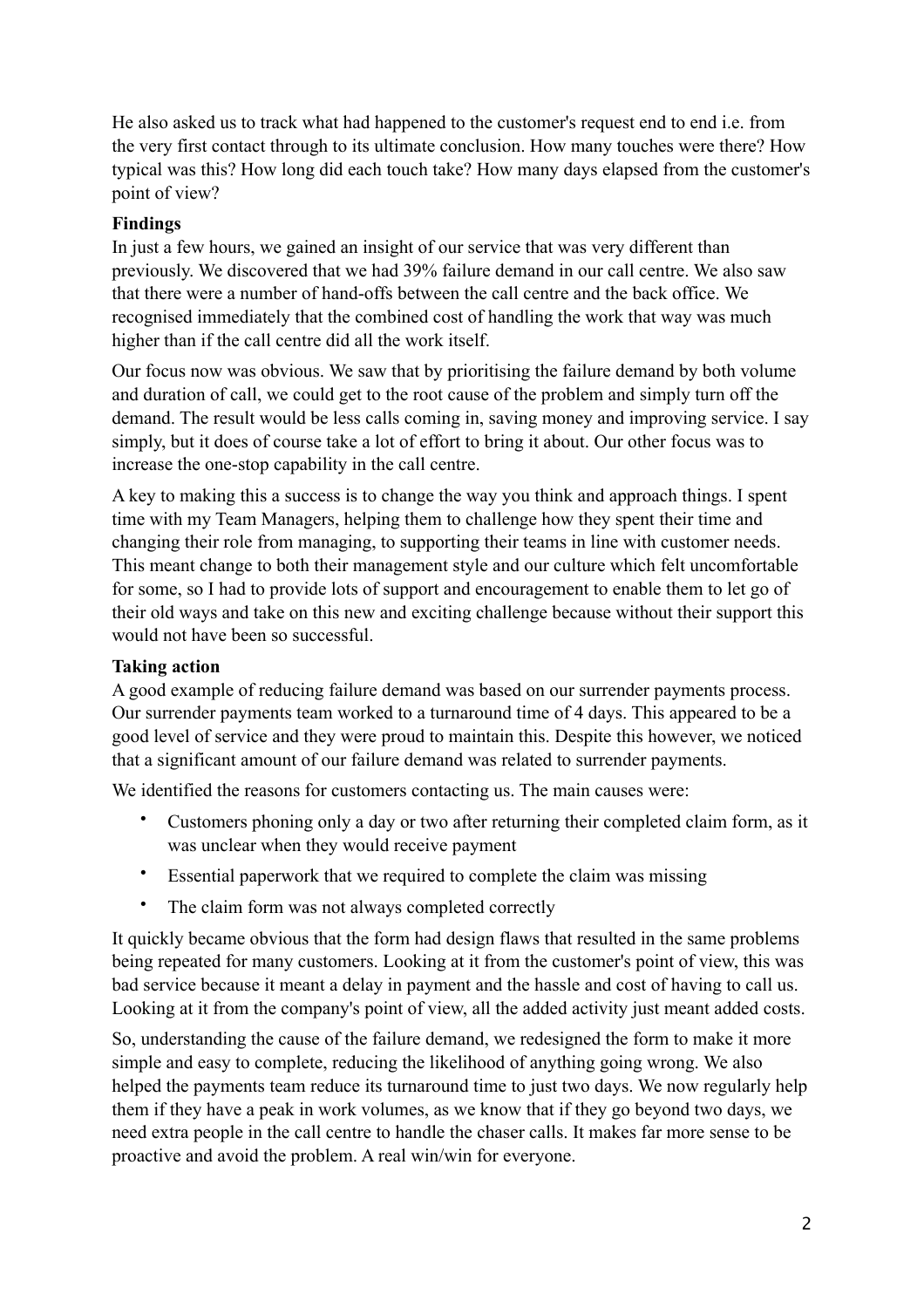He also asked us to track what had happened to the customer's request end to end i.e. from the very first contact through to its ultimate conclusion. How many touches were there? How typical was this? How long did each touch take? How many days elapsed from the customer's point of view?

**Findings**

In just a few hours, we gained an insight of our service that was very different than previously. We discovered that we had 39% failure demand in our call centre. We also saw that there were a number of hand-offs between the call centre and the back office. We recognised immediately that the combined cost of handling the work that way was much higher than if the call centre did all the work itself.

Our focus now was obvious. We saw that by prioritising the failure demand by both volume and duration of call, we could get to the root cause of the problem and simply turn off the demand. The result would be less calls coming in, saving money and improving service. I say simply, but it does of course take a lot of effort to bring it about. Our other focus was to increase the one-stop capability in the call centre.

A key to making this a success is to change the way you think and approach things. I spent time with my Team Managers, helping them to challenge how they spent their time and changing their role from managing, to supporting their teams in line with customer needs. This meant change to both their management style and our culture which felt uncomfortable for some, so I had to provide lots of support and encouragement to enable them to let go of their old ways and take on this new and exciting challenge because without their support this would not have been so successful.

**Taking action**

A good example of reducing failure demand was based on our surrender payments process. Our surrender payments team worked to a turnaround time of 4 days. This appeared to be a good level of service and they were proud to maintain this. Despite this however, we noticed that a significant amount of our failure demand was related to surrender payments.

We identified the reasons for customers contacting us. The main causes were:

- Customers phoning only a day or two after returning their completed claim form, as it was unclear when they would receive payment
- Essential paperwork that we required to complete the claim was missing
- The claim form was not always completed correctly

It quickly became obvious that the form had design flaws that resulted in the same problems being repeated for many customers. Looking at it from the customer's point of view, this was bad service because it meant a delay in payment and the hassle and cost of having to call us. Looking at it from the company's point of view, all the added activity just meant added costs.

So, understanding the cause of the failure demand, we redesigned the form to make it more simple and easy to complete, reducing the likelihood of anything going wrong. We also helped the payments team reduce its turnaround time to just two days. We now regularly help them if they have a peak in work volumes, as we know that if they go beyond two days, we need extra people in the call centre to handle the chaser calls. It makes far more sense to be proactive and avoid the problem. A real win/win for everyone.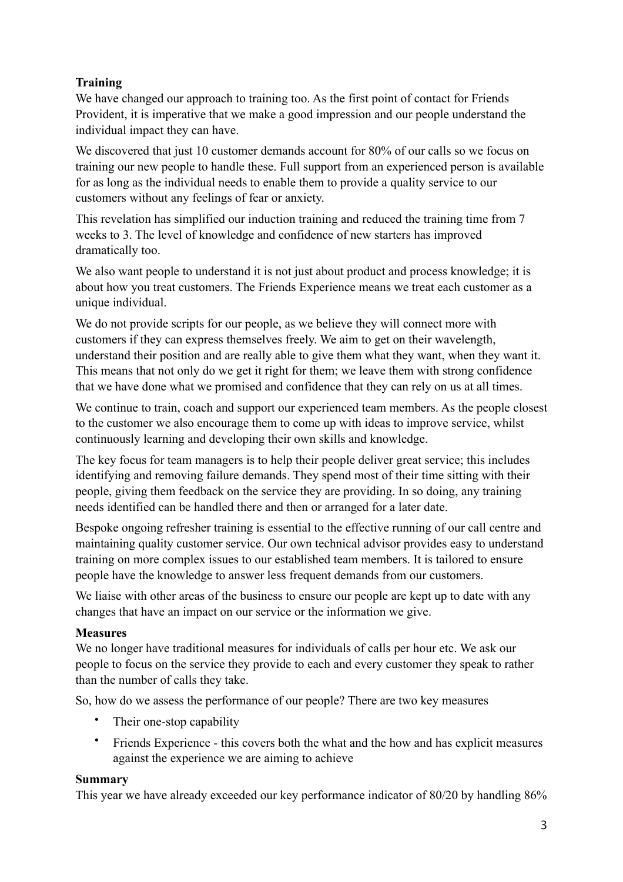**Training**

We have changed our approach to training too. As the first point of contact for Friends Provident, it is imperative that we make a good impression and our people understand the individual impact they can have.

We discovered that just 10 customer demands account for 80% of our calls so we focus on training our new people to handle these. Full support from an experienced person is available for as long as the individual needs to enable them to provide a quality service to our customers without any feelings of fear or anxiety.

This revelation has simplified our induction training and reduced the training time from 7 weeks to 3. The level of knowledge and confidence of new starters has improved dramatically too.

We also want people to understand it is not just about product and process knowledge; it is about how you treat customers. The Friends Experience means we treat each customer as a unique individual.

We do not provide scripts for our people, as we believe they will connect more with customers if they can express themselves freely. We aim to get on their wavelength, understand their position and are really able to give them what they want, when they want it. This means that not only do we get it right for them; we leave them with strong confidence that we have done what we promised and confidence that they can rely on us at all times.

We continue to train, coach and support our experienced team members. As the people closest to the customer we also encourage them to come up with ideas to improve service, whilst continuously learning and developing their own skills and knowledge.

The key focus for team managers is to help their people deliver great service; this includes identifying and removing failure demands. They spend most of their time sitting with their people, giving them feedback on the service they are providing. In so doing, any training needs identified can be handled there and then or arranged for a later date.

Bespoke ongoing refresher training is essential to the effective running of our call centre and maintaining quality customer service. Our own technical advisor provides easy to understand training on more complex issues to our established team members. It is tailored to ensure people have the knowledge to answer less frequent demands from our customers.

We liaise with other areas of the business to ensure our people are kept up to date with any changes that have an impact on our service or the information we give.

**Measures**

We no longer have traditional measures for individuals of calls per hour etc. We ask our people to focus on the service they provide to each and every customer they speak to rather than the number of calls they take.

So, how do we assess the performance of our people? There are two key measures

- Their one-stop capability
- Friends Experience - this covers both the what and the how and has explicit measures against the experience we are aiming to achieve

**Summary**

This year we have already exceeded our key performance indicator of 80/20 by handling 86%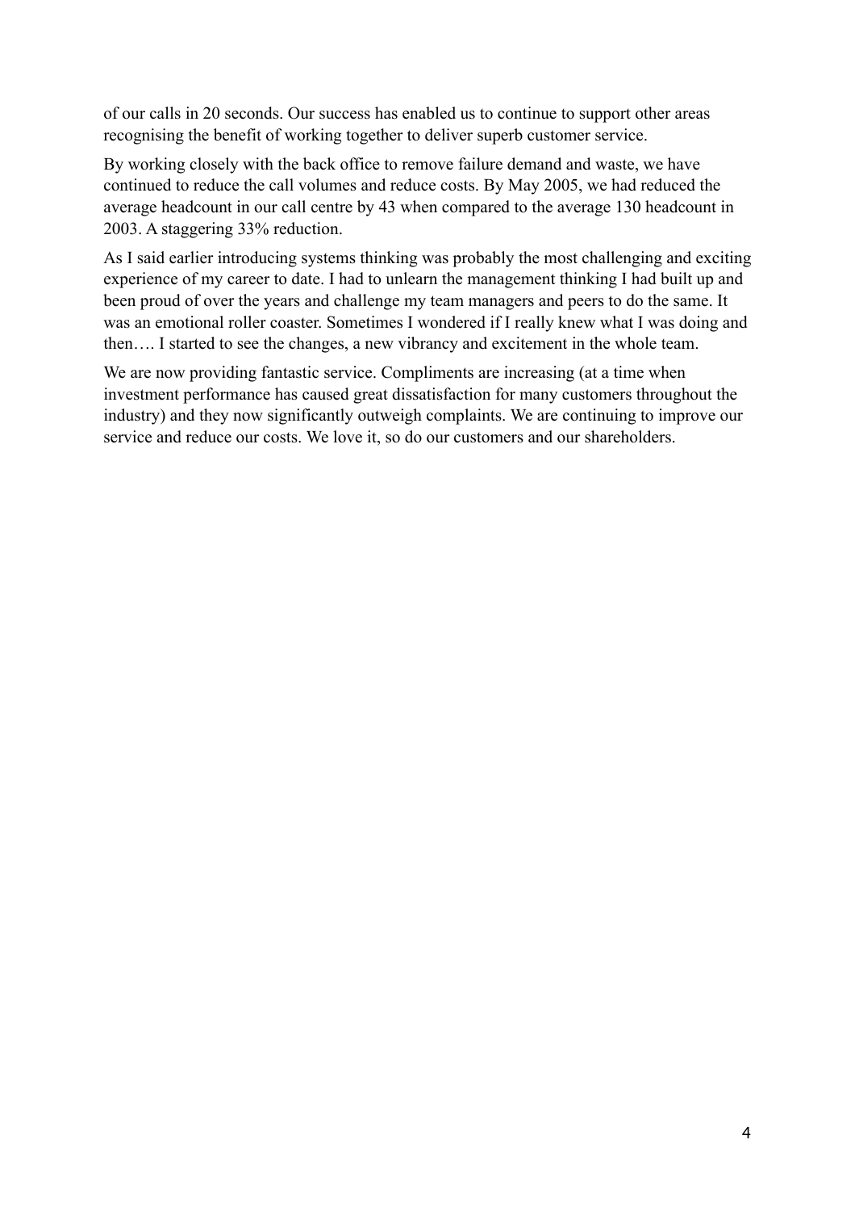of our calls in 20 seconds. Our success has enabled us to continue to support other areas recognising the benefit of working together to deliver superb customer service.

By working closely with the back office to remove failure demand and waste, we have continued to reduce the call volumes and reduce costs. By May 2005, we had reduced the average headcount in our call centre by 43 when compared to the average 130 headcount in 2003. A staggering 33% reduction.

As I said earlier introducing systems thinking was probably the most challenging and exciting experience of my career to date. I had to unlearn the management thinking I had built up and been proud of over the years and challenge my team managers and peers to do the same. It was an emotional roller coaster. Sometimes I wondered if I really knew what I was doing and then…. I started to see the changes, a new vibrancy and excitement in the whole team.

We are now providing fantastic service. Compliments are increasing (at a time when investment performance has caused great dissatisfaction for many customers throughout the industry) and they now significantly outweigh complaints. We are continuing to improve our service and reduce our costs. We love it, so do our customers and our shareholders.